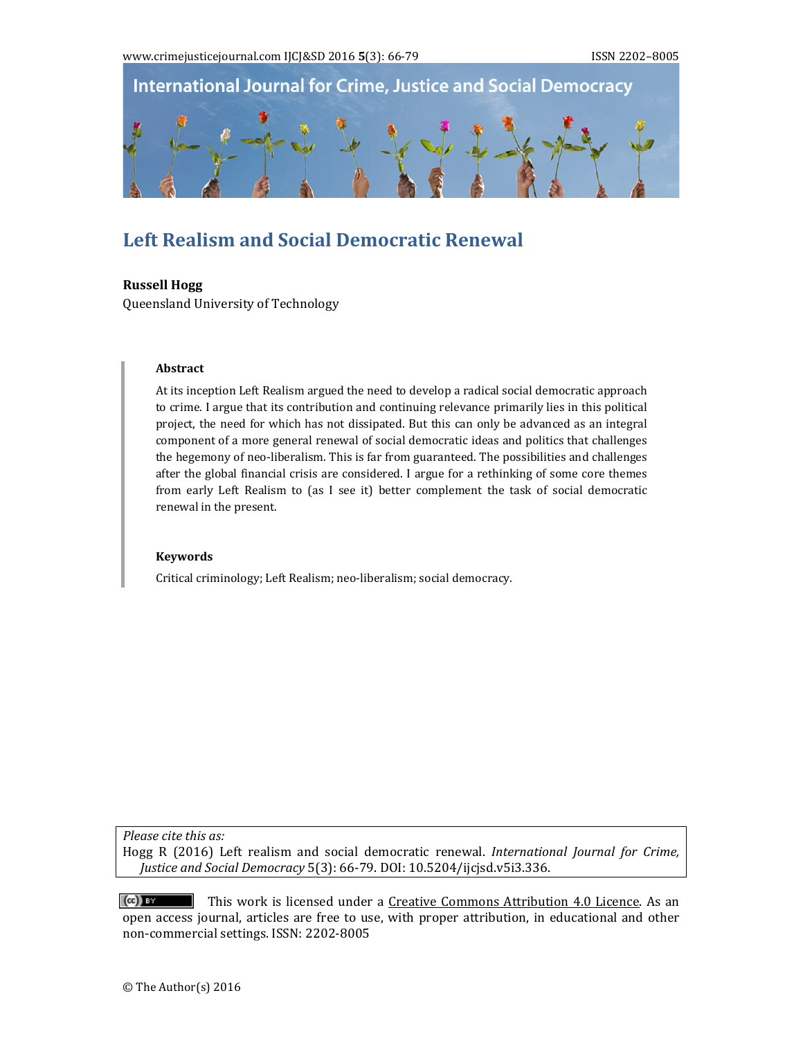# Left Realism and Social Democratic Renewal

**Russell Hogg**
Queensland University of Technology

## Abstract

At its inception Left Realism argued the need to develop a radical social democratic approach to crime. I argue that its contribution and continuing relevance primarily lies in this political project, the need for which has not dissipated. But this can only be advanced as an integral component of a more general renewal of social democratic ideas and politics that challenges the hegemony of neo-liberalism. This is far from guaranteed. The possibilities and challenges after the global financial crisis are considered. I argue for a rethinking of some core themes from early Left Realism to (as I see it) better complement the task of social democratic renewal in the present.

## Keywords

Critical criminology; Left Realism; neo-liberalism; social democracy.

*Please cite this as:*
Hogg R (2016) Left realism and social democratic renewal. *International Journal for Crime, Justice and Social Democracy* 5(3): 66-79. DOI: 10.5204/ijcjsd.v5i3.336.

This work is licensed under a Creative Commons Attribution 4.0 Licence. As an open access journal, articles are free to use, with proper attribution, in educational and other non-commercial settings. ISSN: 2202-8005

© The Author(s) 2016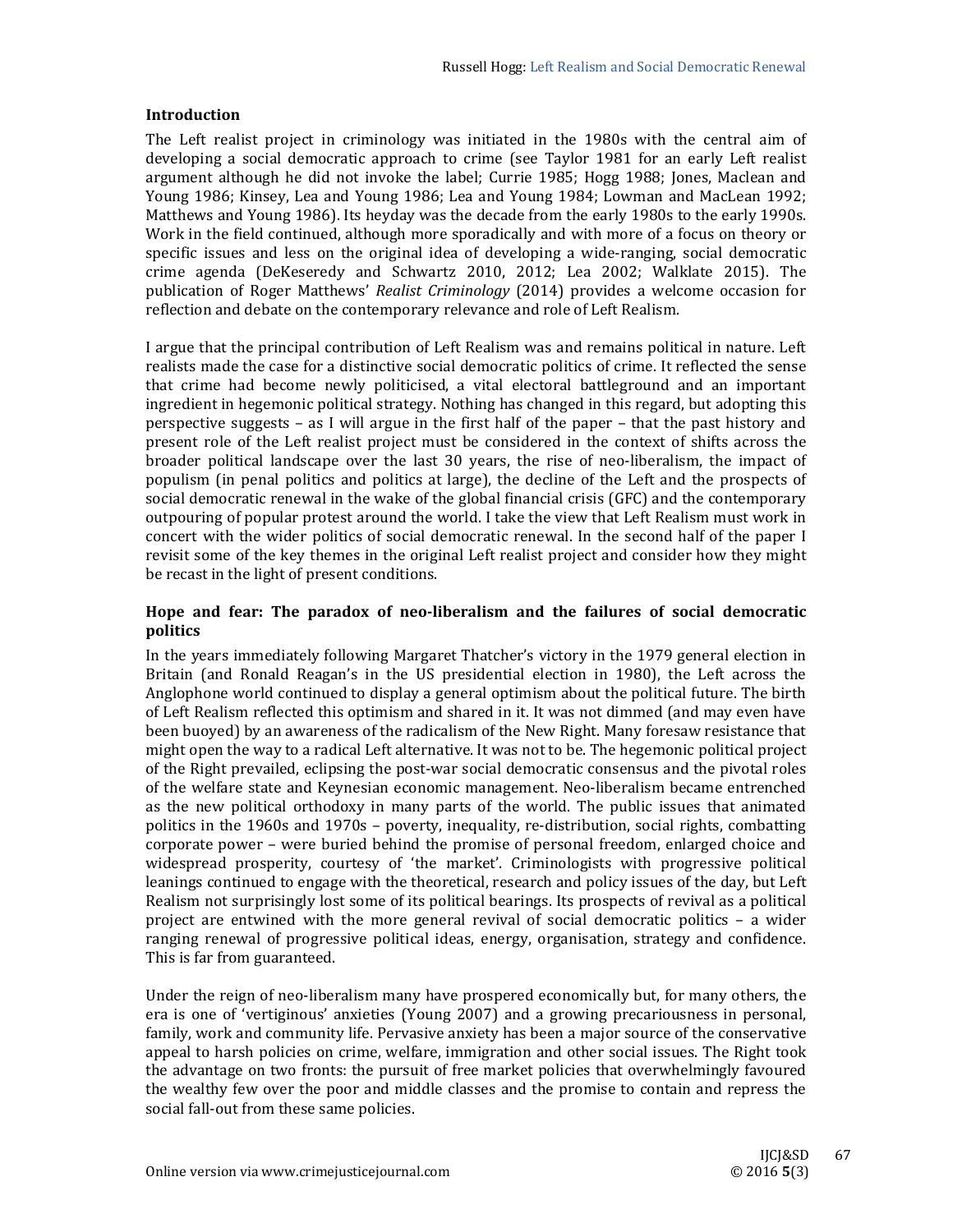## Introduction

The Left realist project in criminology was initiated in the 1980s with the central aim of developing a social democratic approach to crime (see Taylor 1981 for an early Left realist argument although he did not invoke the label; Currie 1985; Hogg 1988; Jones, Maclean and Young 1986; Kinsey, Lea and Young 1986; Lea and Young 1984; Lowman and MacLean 1992; Matthews and Young 1986). Its heyday was the decade from the early 1980s to the early 1990s. Work in the field continued, although more sporadically and with more of a focus on theory or specific issues and less on the original idea of developing a wide-ranging, social democratic crime agenda (DeKeseredy and Schwartz 2010, 2012; Lea 2002; Walklate 2015). The publication of Roger Matthews' *Realist Criminology* (2014) provides a welcome occasion for reflection and debate on the contemporary relevance and role of Left Realism.

I argue that the principal contribution of Left Realism was and remains political in nature. Left realists made the case for a distinctive social democratic politics of crime. It reflected the sense that crime had become newly politicised, a vital electoral battleground and an important ingredient in hegemonic political strategy. Nothing has changed in this regard, but adopting this perspective suggests – as I will argue in the first half of the paper – that the past history and present role of the Left realist project must be considered in the context of shifts across the broader political landscape over the last 30 years, the rise of neo-liberalism, the impact of populism (in penal politics and politics at large), the decline of the Left and the prospects of social democratic renewal in the wake of the global financial crisis (GFC) and the contemporary outpouring of popular protest around the world. I take the view that Left Realism must work in concert with the wider politics of social democratic renewal. In the second half of the paper I revisit some of the key themes in the original Left realist project and consider how they might be recast in the light of present conditions.

## Hope and fear: The paradox of neo-liberalism and the failures of social democratic politics

In the years immediately following Margaret Thatcher's victory in the 1979 general election in Britain (and Ronald Reagan's in the US presidential election in 1980), the Left across the Anglophone world continued to display a general optimism about the political future. The birth of Left Realism reflected this optimism and shared in it. It was not dimmed (and may even have been buoyed) by an awareness of the radicalism of the New Right. Many foresaw resistance that might open the way to a radical Left alternative. It was not to be. The hegemonic political project of the Right prevailed, eclipsing the post-war social democratic consensus and the pivotal roles of the welfare state and Keynesian economic management. Neo-liberalism became entrenched as the new political orthodoxy in many parts of the world. The public issues that animated politics in the 1960s and 1970s – poverty, inequality, re-distribution, social rights, combatting corporate power – were buried behind the promise of personal freedom, enlarged choice and widespread prosperity, courtesy of 'the market'. Criminologists with progressive political leanings continued to engage with the theoretical, research and policy issues of the day, but Left Realism not surprisingly lost some of its political bearings. Its prospects of revival as a political project are entwined with the more general revival of social democratic politics – a wider ranging renewal of progressive political ideas, energy, organisation, strategy and confidence. This is far from guaranteed.

Under the reign of neo-liberalism many have prospered economically but, for many others, the era is one of 'vertiginous' anxieties (Young 2007) and a growing precariousness in personal, family, work and community life. Pervasive anxiety has been a major source of the conservative appeal to harsh policies on crime, welfare, immigration and other social issues. The Right took the advantage on two fronts: the pursuit of free market policies that overwhelmingly favoured the wealthy few over the poor and middle classes and the promise to contain and repress the social fall-out from these same policies.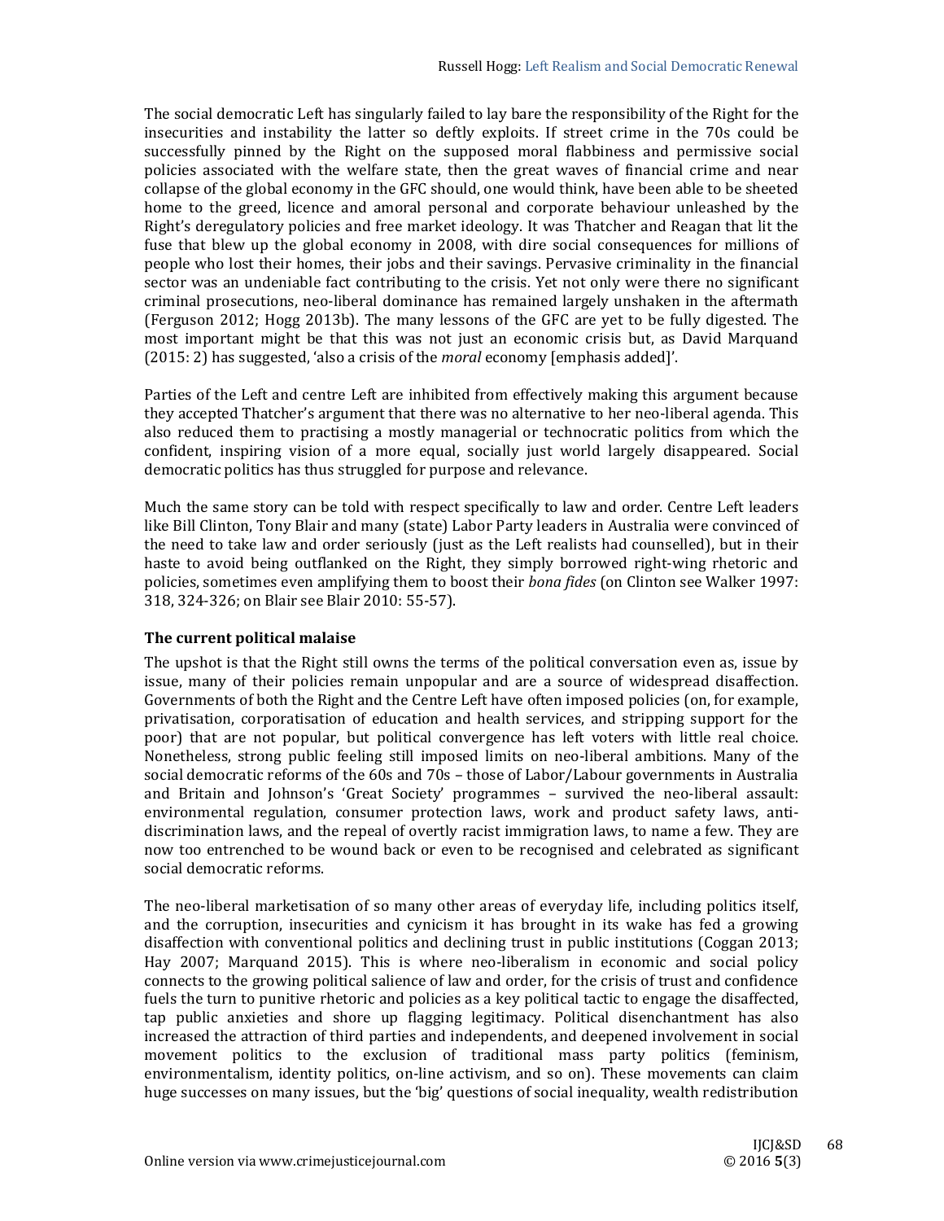The social democratic Left has singularly failed to lay bare the responsibility of the Right for the insecurities and instability the latter so deftly exploits. If street crime in the 70s could be successfully pinned by the Right on the supposed moral flabbiness and permissive social policies associated with the welfare state, then the great waves of financial crime and near collapse of the global economy in the GFC should, one would think, have been able to be sheeted home to the greed, licence and amoral personal and corporate behaviour unleashed by the Right's deregulatory policies and free market ideology. It was Thatcher and Reagan that lit the fuse that blew up the global economy in 2008, with dire social consequences for millions of people who lost their homes, their jobs and their savings. Pervasive criminality in the financial sector was an undeniable fact contributing to the crisis. Yet not only were there no significant criminal prosecutions, neo-liberal dominance has remained largely unshaken in the aftermath (Ferguson 2012; Hogg 2013b). The many lessons of the GFC are yet to be fully digested. The most important might be that this was not just an economic crisis but, as David Marquand (2015: 2) has suggested, 'also a crisis of the *moral* economy [emphasis added]'.

Parties of the Left and centre Left are inhibited from effectively making this argument because they accepted Thatcher's argument that there was no alternative to her neo-liberal agenda. This also reduced them to practising a mostly managerial or technocratic politics from which the confident, inspiring vision of a more equal, socially just world largely disappeared. Social democratic politics has thus struggled for purpose and relevance.

Much the same story can be told with respect specifically to law and order. Centre Left leaders like Bill Clinton, Tony Blair and many (state) Labor Party leaders in Australia were convinced of the need to take law and order seriously (just as the Left realists had counselled), but in their haste to avoid being outflanked on the Right, they simply borrowed right-wing rhetoric and policies, sometimes even amplifying them to boost their *bona fides* (on Clinton see Walker 1997: 318, 324-326; on Blair see Blair 2010: 55-57).

### The current political malaise

The upshot is that the Right still owns the terms of the political conversation even as, issue by issue, many of their policies remain unpopular and are a source of widespread disaffection. Governments of both the Right and the Centre Left have often imposed policies (on, for example, privatisation, corporatisation of education and health services, and stripping support for the poor) that are not popular, but political convergence has left voters with little real choice. Nonetheless, strong public feeling still imposed limits on neo-liberal ambitions. Many of the social democratic reforms of the 60s and 70s – those of Labor/Labour governments in Australia and Britain and Johnson's 'Great Society' programmes – survived the neo-liberal assault: environmental regulation, consumer protection laws, work and product safety laws, anti-discrimination laws, and the repeal of overtly racist immigration laws, to name a few. They are now too entrenched to be wound back or even to be recognised and celebrated as significant social democratic reforms.

The neo-liberal marketisation of so many other areas of everyday life, including politics itself, and the corruption, insecurities and cynicism it has brought in its wake has fed a growing disaffection with conventional politics and declining trust in public institutions (Coggan 2013; Hay 2007; Marquand 2015). This is where neo-liberalism in economic and social policy connects to the growing political salience of law and order, for the crisis of trust and confidence fuels the turn to punitive rhetoric and policies as a key political tactic to engage the disaffected, tap public anxieties and shore up flagging legitimacy. Political disenchantment has also increased the attraction of third parties and independents, and deepened involvement in social movement politics to the exclusion of traditional mass party politics (feminism, environmentalism, identity politics, on-line activism, and so on). These movements can claim huge successes on many issues, but the 'big' questions of social inequality, wealth redistribution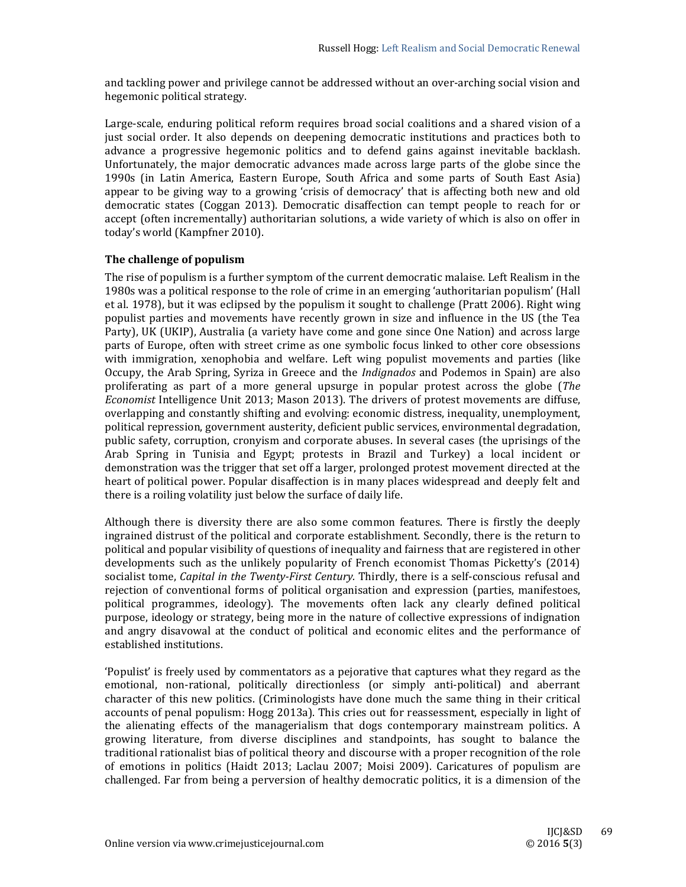and tackling power and privilege cannot be addressed without an over-arching social vision and hegemonic political strategy.

Large-scale, enduring political reform requires broad social coalitions and a shared vision of a just social order. It also depends on deepening democratic institutions and practices both to advance a progressive hegemonic politics and to defend gains against inevitable backlash. Unfortunately, the major democratic advances made across large parts of the globe since the 1990s (in Latin America, Eastern Europe, South Africa and some parts of South East Asia) appear to be giving way to a growing 'crisis of democracy' that is affecting both new and old democratic states (Coggan 2013). Democratic disaffection can tempt people to reach for or accept (often incrementally) authoritarian solutions, a wide variety of which is also on offer in today's world (Kampfner 2010).

### The challenge of populism

The rise of populism is a further symptom of the current democratic malaise. Left Realism in the 1980s was a political response to the role of crime in an emerging 'authoritarian populism' (Hall et al. 1978), but it was eclipsed by the populism it sought to challenge (Pratt 2006). Right wing populist parties and movements have recently grown in size and influence in the US (the Tea Party), UK (UKIP), Australia (a variety have come and gone since One Nation) and across large parts of Europe, often with street crime as one symbolic focus linked to other core obsessions with immigration, xenophobia and welfare. Left wing populist movements and parties (like Occupy, the Arab Spring, Syriza in Greece and the *Indignados* and Podemos in Spain) are also proliferating as part of a more general upsurge in popular protest across the globe (*The Economist* Intelligence Unit 2013; Mason 2013). The drivers of protest movements are diffuse, overlapping and constantly shifting and evolving: economic distress, inequality, unemployment, political repression, government austerity, deficient public services, environmental degradation, public safety, corruption, cronyism and corporate abuses. In several cases (the uprisings of the Arab Spring in Tunisia and Egypt; protests in Brazil and Turkey) a local incident or demonstration was the trigger that set off a larger, prolonged protest movement directed at the heart of political power. Popular disaffection is in many places widespread and deeply felt and there is a roiling volatility just below the surface of daily life.

Although there is diversity there are also some common features. There is firstly the deeply ingrained distrust of the political and corporate establishment. Secondly, there is the return to political and popular visibility of questions of inequality and fairness that are registered in other developments such as the unlikely popularity of French economist Thomas Picketty's (2014) socialist tome, *Capital in the Twenty-First Century.* Thirdly, there is a self-conscious refusal and rejection of conventional forms of political organisation and expression (parties, manifestoes, political programmes, ideology). The movements often lack any clearly defined political purpose, ideology or strategy, being more in the nature of collective expressions of indignation and angry disavowal at the conduct of political and economic elites and the performance of established institutions.

'Populist' is freely used by commentators as a pejorative that captures what they regard as the emotional, non-rational, politically directionless (or simply anti-political) and aberrant character of this new politics. (Criminologists have done much the same thing in their critical accounts of penal populism: Hogg 2013a). This cries out for reassessment, especially in light of the alienating effects of the managerialism that dogs contemporary mainstream politics. A growing literature, from diverse disciplines and standpoints, has sought to balance the traditional rationalist bias of political theory and discourse with a proper recognition of the role of emotions in politics (Haidt 2013; Laclau 2007; Moisi 2009). Caricatures of populism are challenged. Far from being a perversion of healthy democratic politics, it is a dimension of the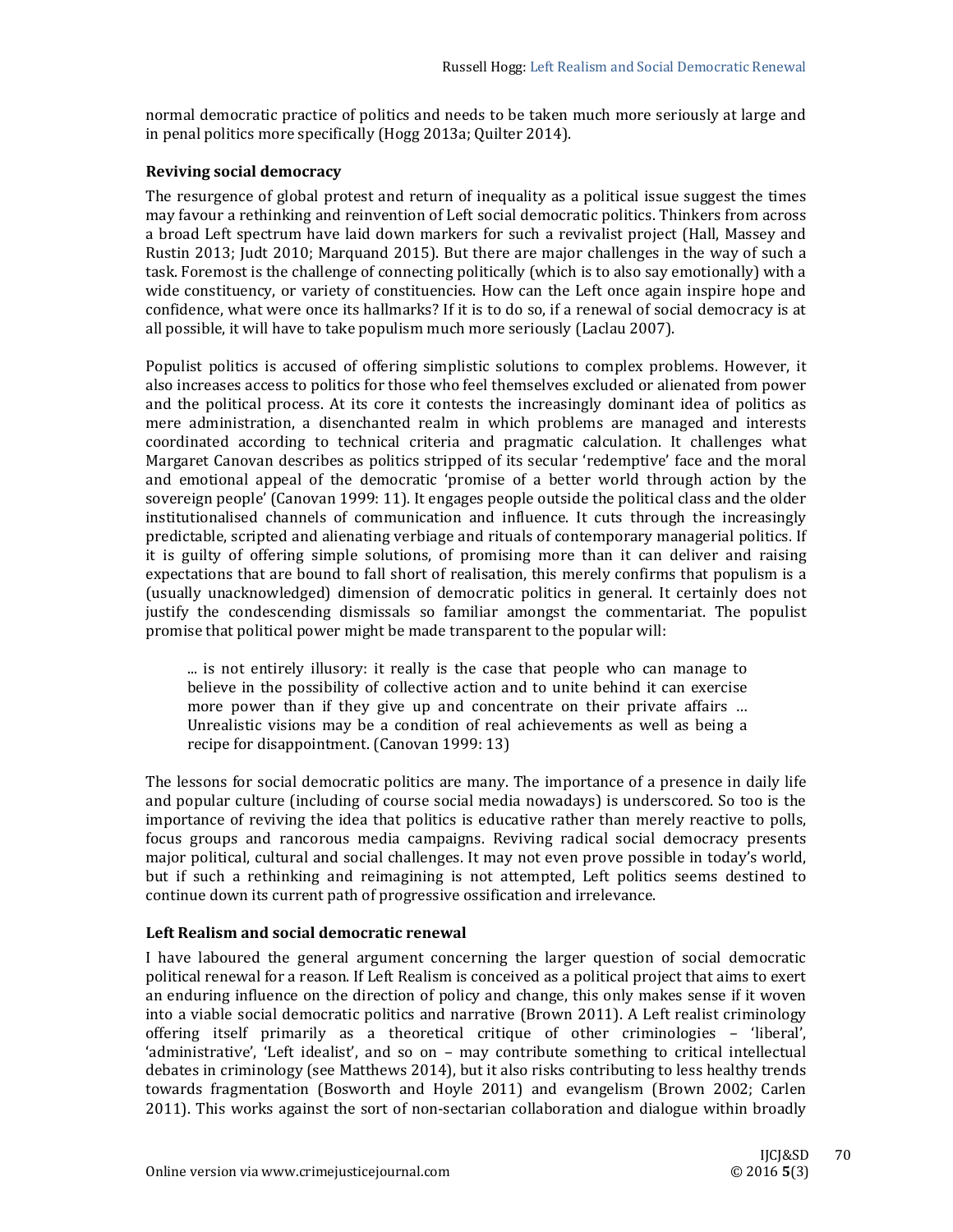normal democratic practice of politics and needs to be taken much more seriously at large and in penal politics more specifically (Hogg 2013a; Quilter 2014).

### Reviving social democracy

The resurgence of global protest and return of inequality as a political issue suggest the times may favour a rethinking and reinvention of Left social democratic politics. Thinkers from across a broad Left spectrum have laid down markers for such a revivalist project (Hall, Massey and Rustin 2013; Judt 2010; Marquand 2015). But there are major challenges in the way of such a task. Foremost is the challenge of connecting politically (which is to also say emotionally) with a wide constituency, or variety of constituencies. How can the Left once again inspire hope and confidence, what were once its hallmarks? If it is to do so, if a renewal of social democracy is at all possible, it will have to take populism much more seriously (Laclau 2007).

Populist politics is accused of offering simplistic solutions to complex problems. However, it also increases access to politics for those who feel themselves excluded or alienated from power and the political process. At its core it contests the increasingly dominant idea of politics as mere administration, a disenchanted realm in which problems are managed and interests coordinated according to technical criteria and pragmatic calculation. It challenges what Margaret Canovan describes as politics stripped of its secular 'redemptive' face and the moral and emotional appeal of the democratic 'promise of a better world through action by the sovereign people' (Canovan 1999: 11). It engages people outside the political class and the older institutionalised channels of communication and influence. It cuts through the increasingly predictable, scripted and alienating verbiage and rituals of contemporary managerial politics. If it is guilty of offering simple solutions, of promising more than it can deliver and raising expectations that are bound to fall short of realisation, this merely confirms that populism is a (usually unacknowledged) dimension of democratic politics in general. It certainly does not justify the condescending dismissals so familiar amongst the commentariat. The populist promise that political power might be made transparent to the popular will:

> ... is not entirely illusory: it really is the case that people who can manage to believe in the possibility of collective action and to unite behind it can exercise more power than if they give up and concentrate on their private affairs … Unrealistic visions may be a condition of real achievements as well as being a recipe for disappointment. (Canovan 1999: 13)

The lessons for social democratic politics are many. The importance of a presence in daily life and popular culture (including of course social media nowadays) is underscored. So too is the importance of reviving the idea that politics is educative rather than merely reactive to polls, focus groups and rancorous media campaigns. Reviving radical social democracy presents major political, cultural and social challenges. It may not even prove possible in today's world, but if such a rethinking and reimagining is not attempted, Left politics seems destined to continue down its current path of progressive ossification and irrelevance.

### Left Realism and social democratic renewal

I have laboured the general argument concerning the larger question of social democratic political renewal for a reason. If Left Realism is conceived as a political project that aims to exert an enduring influence on the direction of policy and change, this only makes sense if it woven into a viable social democratic politics and narrative (Brown 2011). A Left realist criminology offering itself primarily as a theoretical critique of other criminologies – 'liberal', 'administrative', 'Left idealist', and so on – may contribute something to critical intellectual debates in criminology (see Matthews 2014), but it also risks contributing to less healthy trends towards fragmentation (Bosworth and Hoyle 2011) and evangelism (Brown 2002; Carlen 2011). This works against the sort of non-sectarian collaboration and dialogue within broadly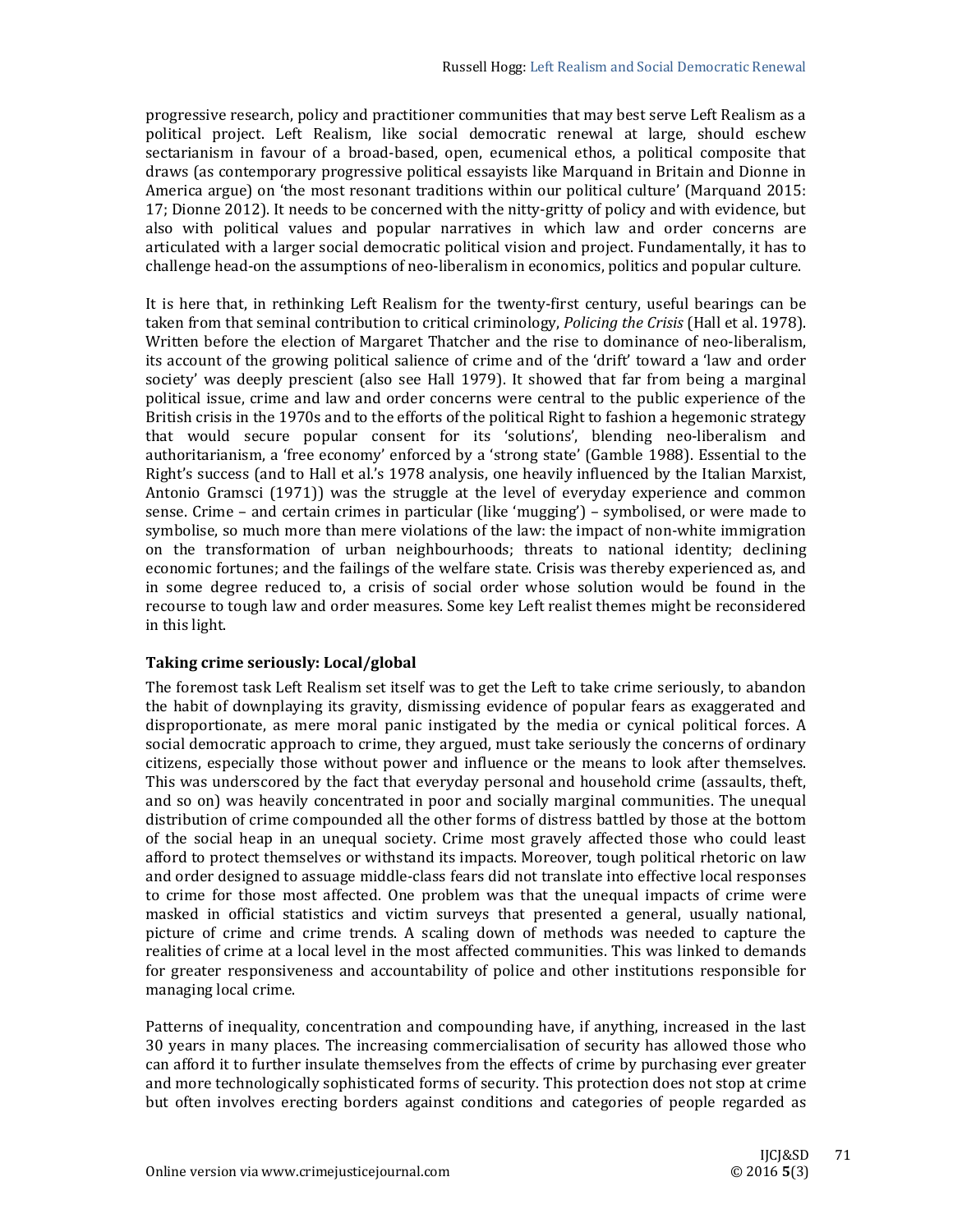progressive research, policy and practitioner communities that may best serve Left Realism as a political project. Left Realism, like social democratic renewal at large, should eschew sectarianism in favour of a broad-based, open, ecumenical ethos, a political composite that draws (as contemporary progressive political essayists like Marquand in Britain and Dionne in America argue) on 'the most resonant traditions within our political culture' (Marquand 2015: 17; Dionne 2012). It needs to be concerned with the nitty-gritty of policy and with evidence, but also with political values and popular narratives in which law and order concerns are articulated with a larger social democratic political vision and project. Fundamentally, it has to challenge head-on the assumptions of neo-liberalism in economics, politics and popular culture.

It is here that, in rethinking Left Realism for the twenty-first century, useful bearings can be taken from that seminal contribution to critical criminology, *Policing the Crisis* (Hall et al. 1978). Written before the election of Margaret Thatcher and the rise to dominance of neo-liberalism, its account of the growing political salience of crime and of the 'drift' toward a 'law and order society' was deeply prescient (also see Hall 1979). It showed that far from being a marginal political issue, crime and law and order concerns were central to the public experience of the British crisis in the 1970s and to the efforts of the political Right to fashion a hegemonic strategy that would secure popular consent for its 'solutions', blending neo-liberalism and authoritarianism, a 'free economy' enforced by a 'strong state' (Gamble 1988). Essential to the Right's success (and to Hall et al.'s 1978 analysis, one heavily influenced by the Italian Marxist, Antonio Gramsci (1971)) was the struggle at the level of everyday experience and common sense. Crime – and certain crimes in particular (like 'mugging') – symbolised, or were made to symbolise, so much more than mere violations of the law: the impact of non-white immigration on the transformation of urban neighbourhoods; threats to national identity; declining economic fortunes; and the failings of the welfare state. Crisis was thereby experienced as, and in some degree reduced to, a crisis of social order whose solution would be found in the recourse to tough law and order measures. Some key Left realist themes might be reconsidered in this light.

### Taking crime seriously: Local/global

The foremost task Left Realism set itself was to get the Left to take crime seriously, to abandon the habit of downplaying its gravity, dismissing evidence of popular fears as exaggerated and disproportionate, as mere moral panic instigated by the media or cynical political forces. A social democratic approach to crime, they argued, must take seriously the concerns of ordinary citizens, especially those without power and influence or the means to look after themselves. This was underscored by the fact that everyday personal and household crime (assaults, theft, and so on) was heavily concentrated in poor and socially marginal communities. The unequal distribution of crime compounded all the other forms of distress battled by those at the bottom of the social heap in an unequal society. Crime most gravely affected those who could least afford to protect themselves or withstand its impacts. Moreover, tough political rhetoric on law and order designed to assuage middle-class fears did not translate into effective local responses to crime for those most affected. One problem was that the unequal impacts of crime were masked in official statistics and victim surveys that presented a general, usually national, picture of crime and crime trends. A scaling down of methods was needed to capture the realities of crime at a local level in the most affected communities. This was linked to demands for greater responsiveness and accountability of police and other institutions responsible for managing local crime.

Patterns of inequality, concentration and compounding have, if anything, increased in the last 30 years in many places. The increasing commercialisation of security has allowed those who can afford it to further insulate themselves from the effects of crime by purchasing ever greater and more technologically sophisticated forms of security. This protection does not stop at crime but often involves erecting borders against conditions and categories of people regarded as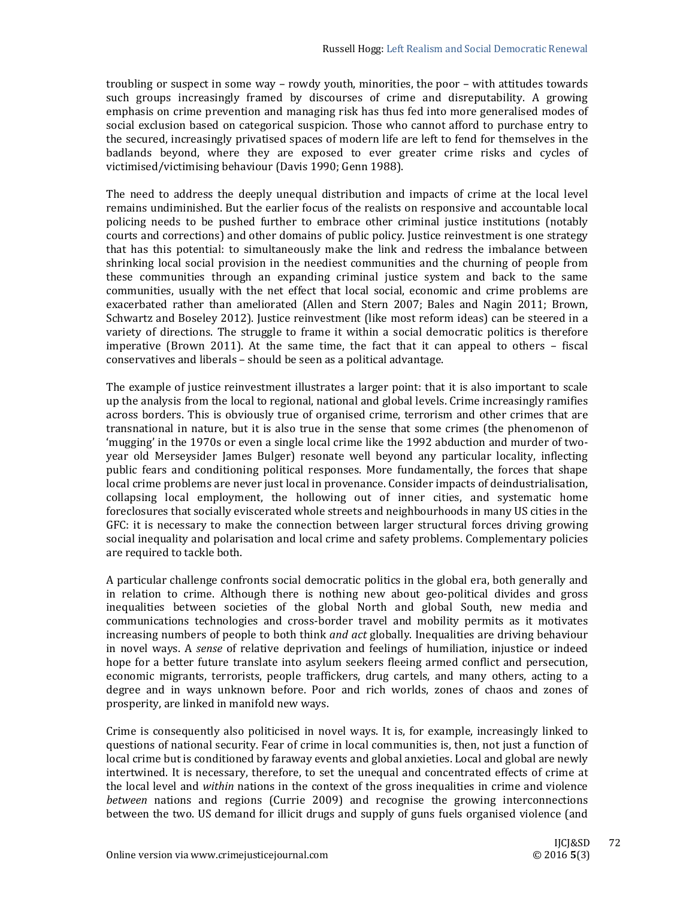troubling or suspect in some way – rowdy youth, minorities, the poor – with attitudes towards such groups increasingly framed by discourses of crime and disreputability. A growing emphasis on crime prevention and managing risk has thus fed into more generalised modes of social exclusion based on categorical suspicion. Those who cannot afford to purchase entry to the secured, increasingly privatised spaces of modern life are left to fend for themselves in the badlands beyond, where they are exposed to ever greater crime risks and cycles of victimised/victimising behaviour (Davis 1990; Genn 1988).

The need to address the deeply unequal distribution and impacts of crime at the local level remains undiminished. But the earlier focus of the realists on responsive and accountable local policing needs to be pushed further to embrace other criminal justice institutions (notably courts and corrections) and other domains of public policy. Justice reinvestment is one strategy that has this potential: to simultaneously make the link and redress the imbalance between shrinking local social provision in the neediest communities and the churning of people from these communities through an expanding criminal justice system and back to the same communities, usually with the net effect that local social, economic and crime problems are exacerbated rather than ameliorated (Allen and Stern 2007; Bales and Nagin 2011; Brown, Schwartz and Boseley 2012). Justice reinvestment (like most reform ideas) can be steered in a variety of directions. The struggle to frame it within a social democratic politics is therefore imperative (Brown 2011). At the same time, the fact that it can appeal to others – fiscal conservatives and liberals – should be seen as a political advantage.

The example of justice reinvestment illustrates a larger point: that it is also important to scale up the analysis from the local to regional, national and global levels. Crime increasingly ramifies across borders. This is obviously true of organised crime, terrorism and other crimes that are transnational in nature, but it is also true in the sense that some crimes (the phenomenon of 'mugging' in the 1970s or even a single local crime like the 1992 abduction and murder of two-year old Merseysider James Bulger) resonate well beyond any particular locality, inflecting public fears and conditioning political responses. More fundamentally, the forces that shape local crime problems are never just local in provenance. Consider impacts of deindustrialisation, collapsing local employment, the hollowing out of inner cities, and systematic home foreclosures that socially eviscerated whole streets and neighbourhoods in many US cities in the GFC: it is necessary to make the connection between larger structural forces driving growing social inequality and polarisation and local crime and safety problems. Complementary policies are required to tackle both.

A particular challenge confronts social democratic politics in the global era, both generally and in relation to crime. Although there is nothing new about geo-political divides and gross inequalities between societies of the global North and global South, new media and communications technologies and cross-border travel and mobility permits as it motivates increasing numbers of people to both think *and act* globally. Inequalities are driving behaviour in novel ways. A *sense* of relative deprivation and feelings of humiliation, injustice or indeed hope for a better future translate into asylum seekers fleeing armed conflict and persecution, economic migrants, terrorists, people traffickers, drug cartels, and many others, acting to a degree and in ways unknown before. Poor and rich worlds, zones of chaos and zones of prosperity, are linked in manifold new ways.

Crime is consequently also politicised in novel ways. It is, for example, increasingly linked to questions of national security. Fear of crime in local communities is, then, not just a function of local crime but is conditioned by faraway events and global anxieties. Local and global are newly intertwined. It is necessary, therefore, to set the unequal and concentrated effects of crime at the local level and *within* nations in the context of the gross inequalities in crime and violence *between* nations and regions (Currie 2009) and recognise the growing interconnections between the two. US demand for illicit drugs and supply of guns fuels organised violence (and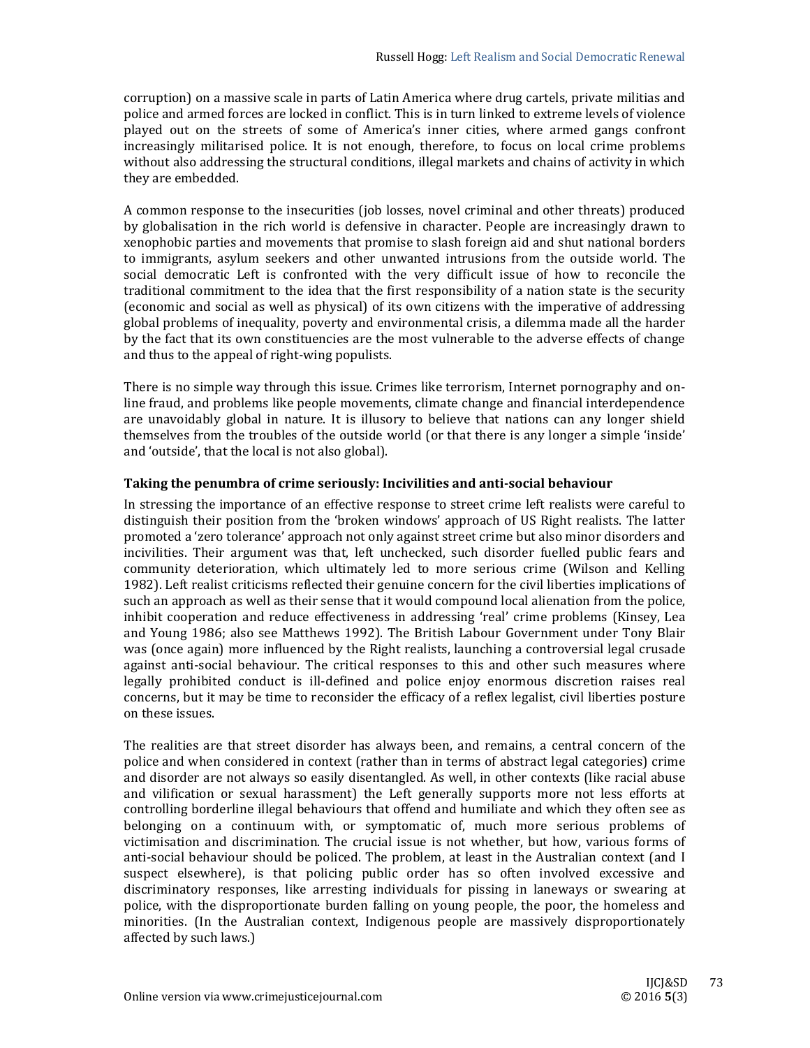corruption) on a massive scale in parts of Latin America where drug cartels, private militias and police and armed forces are locked in conflict. This is in turn linked to extreme levels of violence played out on the streets of some of America's inner cities, where armed gangs confront increasingly militarised police. It is not enough, therefore, to focus on local crime problems without also addressing the structural conditions, illegal markets and chains of activity in which they are embedded.

A common response to the insecurities (job losses, novel criminal and other threats) produced by globalisation in the rich world is defensive in character. People are increasingly drawn to xenophobic parties and movements that promise to slash foreign aid and shut national borders to immigrants, asylum seekers and other unwanted intrusions from the outside world. The social democratic Left is confronted with the very difficult issue of how to reconcile the traditional commitment to the idea that the first responsibility of a nation state is the security (economic and social as well as physical) of its own citizens with the imperative of addressing global problems of inequality, poverty and environmental crisis, a dilemma made all the harder by the fact that its own constituencies are the most vulnerable to the adverse effects of change and thus to the appeal of right-wing populists.

There is no simple way through this issue. Crimes like terrorism, Internet pornography and on-line fraud, and problems like people movements, climate change and financial interdependence are unavoidably global in nature. It is illusory to believe that nations can any longer shield themselves from the troubles of the outside world (or that there is any longer a simple 'inside' and 'outside', that the local is not also global).

### Taking the penumbra of crime seriously: Incivilities and anti-social behaviour

In stressing the importance of an effective response to street crime left realists were careful to distinguish their position from the 'broken windows' approach of US Right realists. The latter promoted a 'zero tolerance' approach not only against street crime but also minor disorders and incivilities. Their argument was that, left unchecked, such disorder fuelled public fears and community deterioration, which ultimately led to more serious crime (Wilson and Kelling 1982). Left realist criticisms reflected their genuine concern for the civil liberties implications of such an approach as well as their sense that it would compound local alienation from the police, inhibit cooperation and reduce effectiveness in addressing 'real' crime problems (Kinsey, Lea and Young 1986; also see Matthews 1992). The British Labour Government under Tony Blair was (once again) more influenced by the Right realists, launching a controversial legal crusade against anti-social behaviour. The critical responses to this and other such measures where legally prohibited conduct is ill-defined and police enjoy enormous discretion raises real concerns, but it may be time to reconsider the efficacy of a reflex legalist, civil liberties posture on these issues.

The realities are that street disorder has always been, and remains, a central concern of the police and when considered in context (rather than in terms of abstract legal categories) crime and disorder are not always so easily disentangled. As well, in other contexts (like racial abuse and vilification or sexual harassment) the Left generally supports more not less efforts at controlling borderline illegal behaviours that offend and humiliate and which they often see as belonging on a continuum with, or symptomatic of, much more serious problems of victimisation and discrimination. The crucial issue is not whether, but how, various forms of anti-social behaviour should be policed. The problem, at least in the Australian context (and I suspect elsewhere), is that policing public order has so often involved excessive and discriminatory responses, like arresting individuals for pissing in laneways or swearing at police, with the disproportionate burden falling on young people, the poor, the homeless and minorities. (In the Australian context, Indigenous people are massively disproportionately affected by such laws.)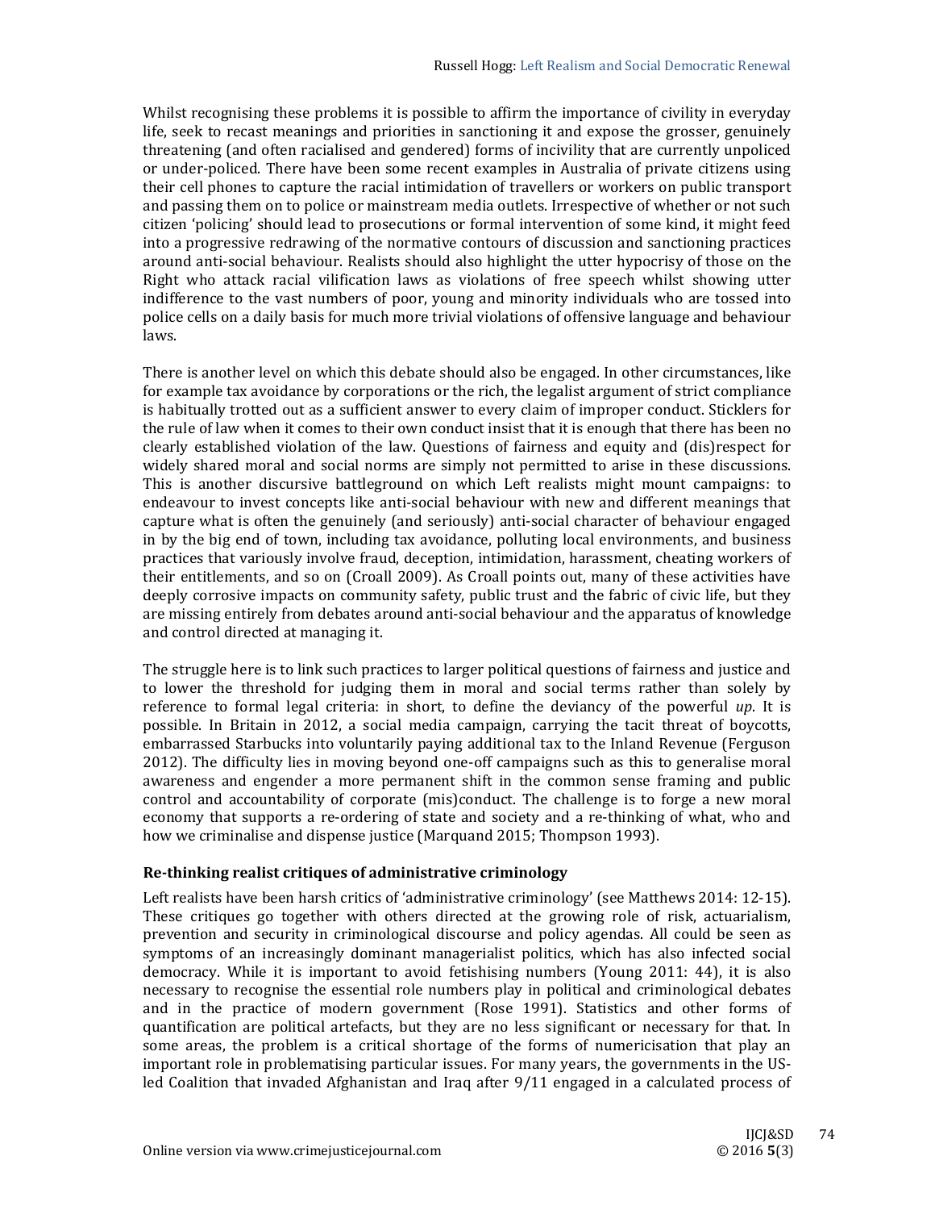Whilst recognising these problems it is possible to affirm the importance of civility in everyday life, seek to recast meanings and priorities in sanctioning it and expose the grosser, genuinely threatening (and often racialised and gendered) forms of incivility that are currently unpoliced or under-policed. There have been some recent examples in Australia of private citizens using their cell phones to capture the racial intimidation of travellers or workers on public transport and passing them on to police or mainstream media outlets. Irrespective of whether or not such citizen 'policing' should lead to prosecutions or formal intervention of some kind, it might feed into a progressive redrawing of the normative contours of discussion and sanctioning practices around anti-social behaviour. Realists should also highlight the utter hypocrisy of those on the Right who attack racial vilification laws as violations of free speech whilst showing utter indifference to the vast numbers of poor, young and minority individuals who are tossed into police cells on a daily basis for much more trivial violations of offensive language and behaviour laws.

There is another level on which this debate should also be engaged. In other circumstances, like for example tax avoidance by corporations or the rich, the legalist argument of strict compliance is habitually trotted out as a sufficient answer to every claim of improper conduct. Sticklers for the rule of law when it comes to their own conduct insist that it is enough that there has been no clearly established violation of the law. Questions of fairness and equity and (dis)respect for widely shared moral and social norms are simply not permitted to arise in these discussions. This is another discursive battleground on which Left realists might mount campaigns: to endeavour to invest concepts like anti-social behaviour with new and different meanings that capture what is often the genuinely (and seriously) anti-social character of behaviour engaged in by the big end of town, including tax avoidance, polluting local environments, and business practices that variously involve fraud, deception, intimidation, harassment, cheating workers of their entitlements, and so on (Croall 2009). As Croall points out, many of these activities have deeply corrosive impacts on community safety, public trust and the fabric of civic life, but they are missing entirely from debates around anti-social behaviour and the apparatus of knowledge and control directed at managing it.

The struggle here is to link such practices to larger political questions of fairness and justice and to lower the threshold for judging them in moral and social terms rather than solely by reference to formal legal criteria: in short, to define the deviancy of the powerful *up*. It is possible. In Britain in 2012, a social media campaign, carrying the tacit threat of boycotts, embarrassed Starbucks into voluntarily paying additional tax to the Inland Revenue (Ferguson 2012). The difficulty lies in moving beyond one-off campaigns such as this to generalise moral awareness and engender a more permanent shift in the common sense framing and public control and accountability of corporate (mis)conduct. The challenge is to forge a new moral economy that supports a re-ordering of state and society and a re-thinking of what, who and how we criminalise and dispense justice (Marquand 2015; Thompson 1993).

### Re-thinking realist critiques of administrative criminology

Left realists have been harsh critics of 'administrative criminology' (see Matthews 2014: 12-15). These critiques go together with others directed at the growing role of risk, actuarialism, prevention and security in criminological discourse and policy agendas. All could be seen as symptoms of an increasingly dominant managerialist politics, which has also infected social democracy. While it is important to avoid fetishising numbers (Young 2011: 44), it is also necessary to recognise the essential role numbers play in political and criminological debates and in the practice of modern government (Rose 1991). Statistics and other forms of quantification are political artefacts, but they are no less significant or necessary for that. In some areas, the problem is a critical shortage of the forms of numericisation that play an important role in problematising particular issues. For many years, the governments in the US-led Coalition that invaded Afghanistan and Iraq after 9/11 engaged in a calculated process of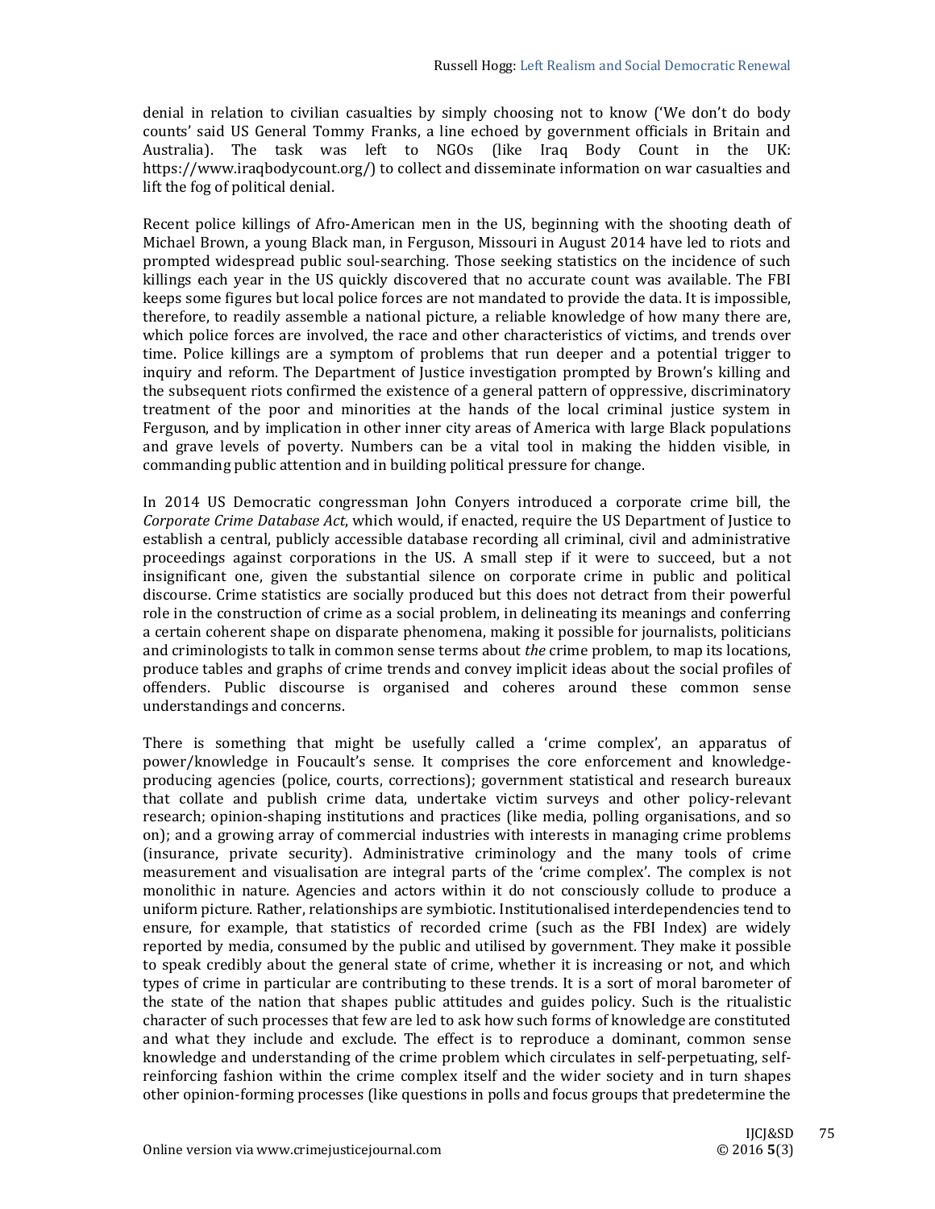denial in relation to civilian casualties by simply choosing not to know ('We don't do body counts' said US General Tommy Franks, a line echoed by government officials in Britain and Australia). The task was left to NGOs (like Iraq Body Count in the UK: https://www.iraqbodycount.org/) to collect and disseminate information on war casualties and lift the fog of political denial.

Recent police killings of Afro-American men in the US, beginning with the shooting death of Michael Brown, a young Black man, in Ferguson, Missouri in August 2014 have led to riots and prompted widespread public soul-searching. Those seeking statistics on the incidence of such killings each year in the US quickly discovered that no accurate count was available. The FBI keeps some figures but local police forces are not mandated to provide the data. It is impossible, therefore, to readily assemble a national picture, a reliable knowledge of how many there are, which police forces are involved, the race and other characteristics of victims, and trends over time. Police killings are a symptom of problems that run deeper and a potential trigger to inquiry and reform. The Department of Justice investigation prompted by Brown's killing and the subsequent riots confirmed the existence of a general pattern of oppressive, discriminatory treatment of the poor and minorities at the hands of the local criminal justice system in Ferguson, and by implication in other inner city areas of America with large Black populations and grave levels of poverty. Numbers can be a vital tool in making the hidden visible, in commanding public attention and in building political pressure for change.

In 2014 US Democratic congressman John Conyers introduced a corporate crime bill, the *Corporate Crime Database Act*, which would, if enacted, require the US Department of Justice to establish a central, publicly accessible database recording all criminal, civil and administrative proceedings against corporations in the US. A small step if it were to succeed, but a not insignificant one, given the substantial silence on corporate crime in public and political discourse. Crime statistics are socially produced but this does not detract from their powerful role in the construction of crime as a social problem, in delineating its meanings and conferring a certain coherent shape on disparate phenomena, making it possible for journalists, politicians and criminologists to talk in common sense terms about *the* crime problem, to map its locations, produce tables and graphs of crime trends and convey implicit ideas about the social profiles of offenders. Public discourse is organised and coheres around these common sense understandings and concerns.

There is something that might be usefully called a 'crime complex', an apparatus of power/knowledge in Foucault's sense. It comprises the core enforcement and knowledge-producing agencies (police, courts, corrections); government statistical and research bureaux that collate and publish crime data, undertake victim surveys and other policy-relevant research; opinion-shaping institutions and practices (like media, polling organisations, and so on); and a growing array of commercial industries with interests in managing crime problems (insurance, private security). Administrative criminology and the many tools of crime measurement and visualisation are integral parts of the 'crime complex'. The complex is not monolithic in nature. Agencies and actors within it do not consciously collude to produce a uniform picture. Rather, relationships are symbiotic. Institutionalised interdependencies tend to ensure, for example, that statistics of recorded crime (such as the FBI Index) are widely reported by media, consumed by the public and utilised by government. They make it possible to speak credibly about the general state of crime, whether it is increasing or not, and which types of crime in particular are contributing to these trends. It is a sort of moral barometer of the state of the nation that shapes public attitudes and guides policy. Such is the ritualistic character of such processes that few are led to ask how such forms of knowledge are constituted and what they include and exclude. The effect is to reproduce a dominant, common sense knowledge and understanding of the crime problem which circulates in self-perpetuating, self-reinforcing fashion within the crime complex itself and the wider society and in turn shapes other opinion-forming processes (like questions in polls and focus groups that predetermine the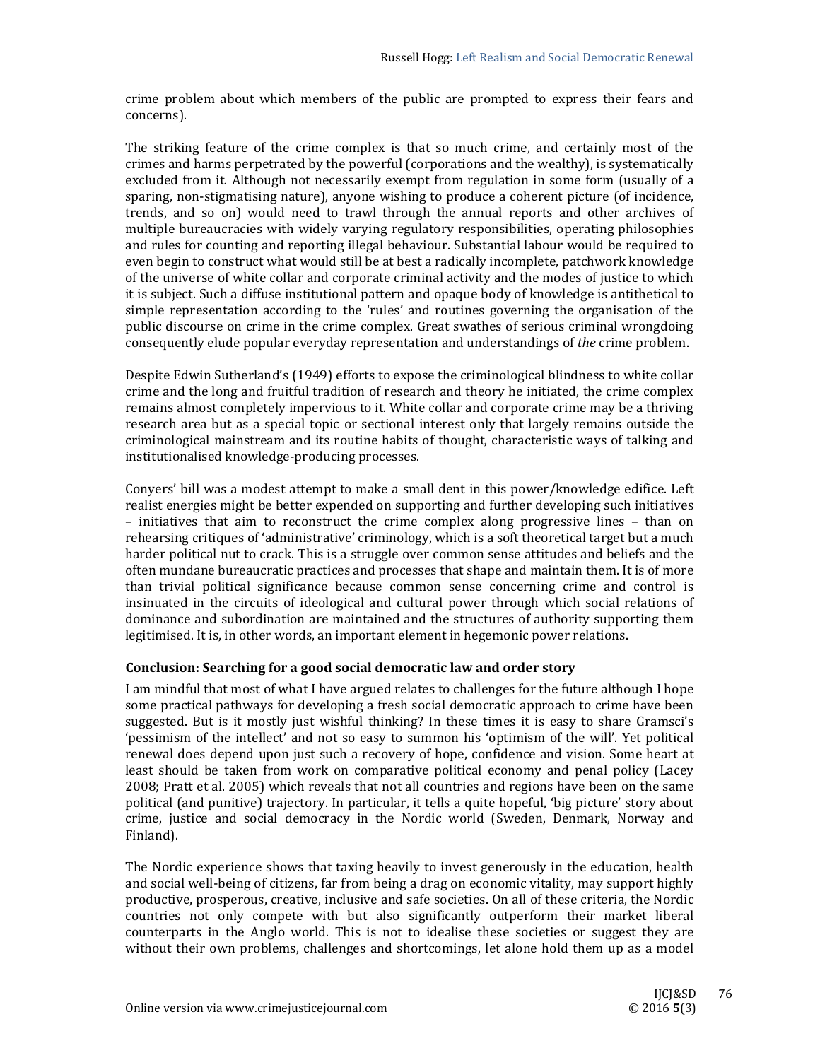crime problem about which members of the public are prompted to express their fears and concerns).

The striking feature of the crime complex is that so much crime, and certainly most of the crimes and harms perpetrated by the powerful (corporations and the wealthy), is systematically excluded from it. Although not necessarily exempt from regulation in some form (usually of a sparing, non-stigmatising nature), anyone wishing to produce a coherent picture (of incidence, trends, and so on) would need to trawl through the annual reports and other archives of multiple bureaucracies with widely varying regulatory responsibilities, operating philosophies and rules for counting and reporting illegal behaviour. Substantial labour would be required to even begin to construct what would still be at best a radically incomplete, patchwork knowledge of the universe of white collar and corporate criminal activity and the modes of justice to which it is subject. Such a diffuse institutional pattern and opaque body of knowledge is antithetical to simple representation according to the 'rules' and routines governing the organisation of the public discourse on crime in the crime complex. Great swathes of serious criminal wrongdoing consequently elude popular everyday representation and understandings of *the* crime problem.

Despite Edwin Sutherland's (1949) efforts to expose the criminological blindness to white collar crime and the long and fruitful tradition of research and theory he initiated, the crime complex remains almost completely impervious to it. White collar and corporate crime may be a thriving research area but as a special topic or sectional interest only that largely remains outside the criminological mainstream and its routine habits of thought, characteristic ways of talking and institutionalised knowledge-producing processes.

Conyers' bill was a modest attempt to make a small dent in this power/knowledge edifice. Left realist energies might be better expended on supporting and further developing such initiatives – initiatives that aim to reconstruct the crime complex along progressive lines – than on rehearsing critiques of 'administrative' criminology, which is a soft theoretical target but a much harder political nut to crack. This is a struggle over common sense attitudes and beliefs and the often mundane bureaucratic practices and processes that shape and maintain them. It is of more than trivial political significance because common sense concerning crime and control is insinuated in the circuits of ideological and cultural power through which social relations of dominance and subordination are maintained and the structures of authority supporting them legitimised. It is, in other words, an important element in hegemonic power relations.

## Conclusion: Searching for a good social democratic law and order story

I am mindful that most of what I have argued relates to challenges for the future although I hope some practical pathways for developing a fresh social democratic approach to crime have been suggested. But is it mostly just wishful thinking? In these times it is easy to share Gramsci's 'pessimism of the intellect' and not so easy to summon his 'optimism of the will'. Yet political renewal does depend upon just such a recovery of hope, confidence and vision. Some heart at least should be taken from work on comparative political economy and penal policy (Lacey 2008; Pratt et al. 2005) which reveals that not all countries and regions have been on the same political (and punitive) trajectory. In particular, it tells a quite hopeful, 'big picture' story about crime, justice and social democracy in the Nordic world (Sweden, Denmark, Norway and Finland).

The Nordic experience shows that taxing heavily to invest generously in the education, health and social well-being of citizens, far from being a drag on economic vitality, may support highly productive, prosperous, creative, inclusive and safe societies. On all of these criteria, the Nordic countries not only compete with but also significantly outperform their market liberal counterparts in the Anglo world. This is not to idealise these societies or suggest they are without their own problems, challenges and shortcomings, let alone hold them up as a model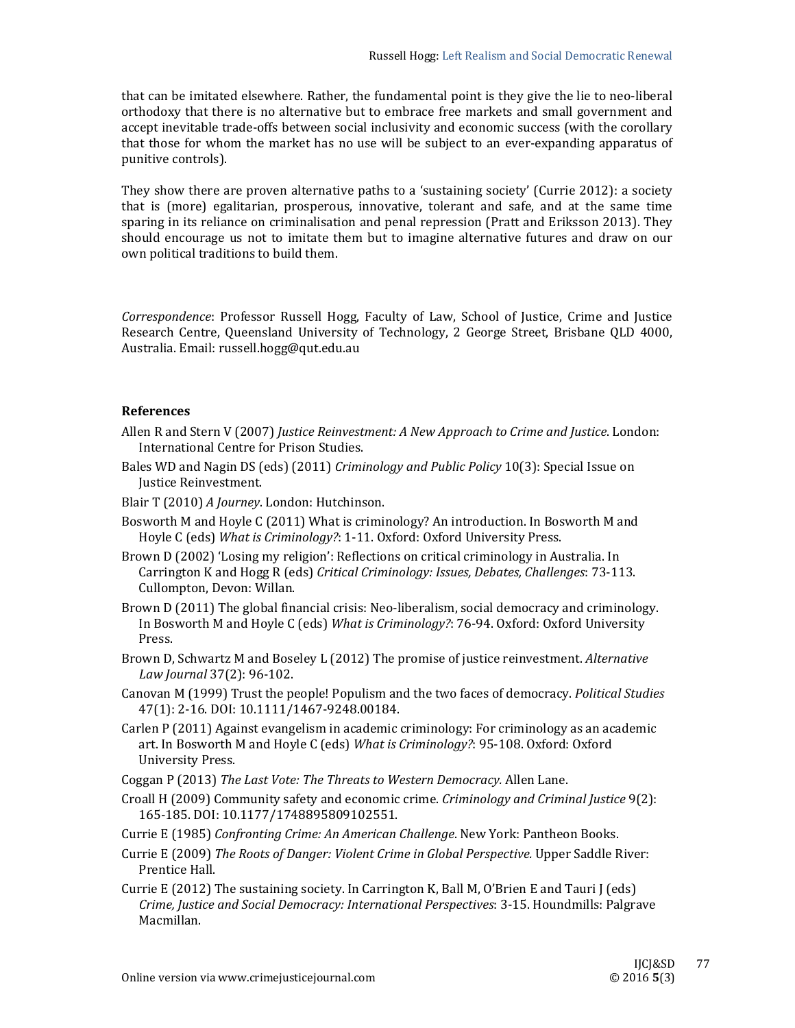that can be imitated elsewhere. Rather, the fundamental point is they give the lie to neo-liberal orthodoxy that there is no alternative but to embrace free markets and small government and accept inevitable trade-offs between social inclusivity and economic success (with the corollary that those for whom the market has no use will be subject to an ever-expanding apparatus of punitive controls).

They show there are proven alternative paths to a 'sustaining society' (Currie 2012): a society that is (more) egalitarian, prosperous, innovative, tolerant and safe, and at the same time sparing in its reliance on criminalisation and penal repression (Pratt and Eriksson 2013). They should encourage us not to imitate them but to imagine alternative futures and draw on our own political traditions to build them.

*Correspondence*: Professor Russell Hogg, Faculty of Law, School of Justice, Crime and Justice Research Centre, Queensland University of Technology, 2 George Street, Brisbane QLD 4000, Australia. Email: russell.hogg@qut.edu.au

## References

Allen R and Stern V (2007) *Justice Reinvestment: A New Approach to Crime and Justice*. London: International Centre for Prison Studies.

Bales WD and Nagin DS (eds) (2011) *Criminology and Public Policy* 10(3): Special Issue on Justice Reinvestment.

Blair T (2010) *A Journey*. London: Hutchinson.

Bosworth M and Hoyle C (2011) What is criminology? An introduction. In Bosworth M and Hoyle C (eds) *What is Criminology?*: 1-11. Oxford: Oxford University Press.

Brown D (2002) 'Losing my religion': Reflections on critical criminology in Australia. In Carrington K and Hogg R (eds) *Critical Criminology: Issues, Debates, Challenges*: 73-113. Cullompton, Devon: Willan.

Brown D (2011) The global financial crisis: Neo-liberalism, social democracy and criminology. In Bosworth M and Hoyle C (eds) *What is Criminology?*: 76-94. Oxford: Oxford University Press.

Brown D, Schwartz M and Boseley L (2012) The promise of justice reinvestment. *Alternative Law Journal* 37(2): 96-102.

Canovan M (1999) Trust the people! Populism and the two faces of democracy. *Political Studies* 47(1): 2-16. DOI: 10.1111/1467-9248.00184.

Carlen P (2011) Against evangelism in academic criminology: For criminology as an academic art. In Bosworth M and Hoyle C (eds) *What is Criminology?*: 95-108. Oxford: Oxford University Press.

Coggan P (2013) *The Last Vote: The Threats to Western Democracy.* Allen Lane.

Croall H (2009) Community safety and economic crime. *Criminology and Criminal Justice* 9(2): 165-185. DOI: 10.1177/1748895809102551.

Currie E (1985) *Confronting Crime: An American Challenge*. New York: Pantheon Books.

Currie E (2009) *The Roots of Danger: Violent Crime in Global Perspective.* Upper Saddle River: Prentice Hall.

Currie E (2012) The sustaining society. In Carrington K, Ball M, O'Brien E and Tauri J (eds) *Crime, Justice and Social Democracy: International Perspectives*: 3-15. Houndmills: Palgrave Macmillan.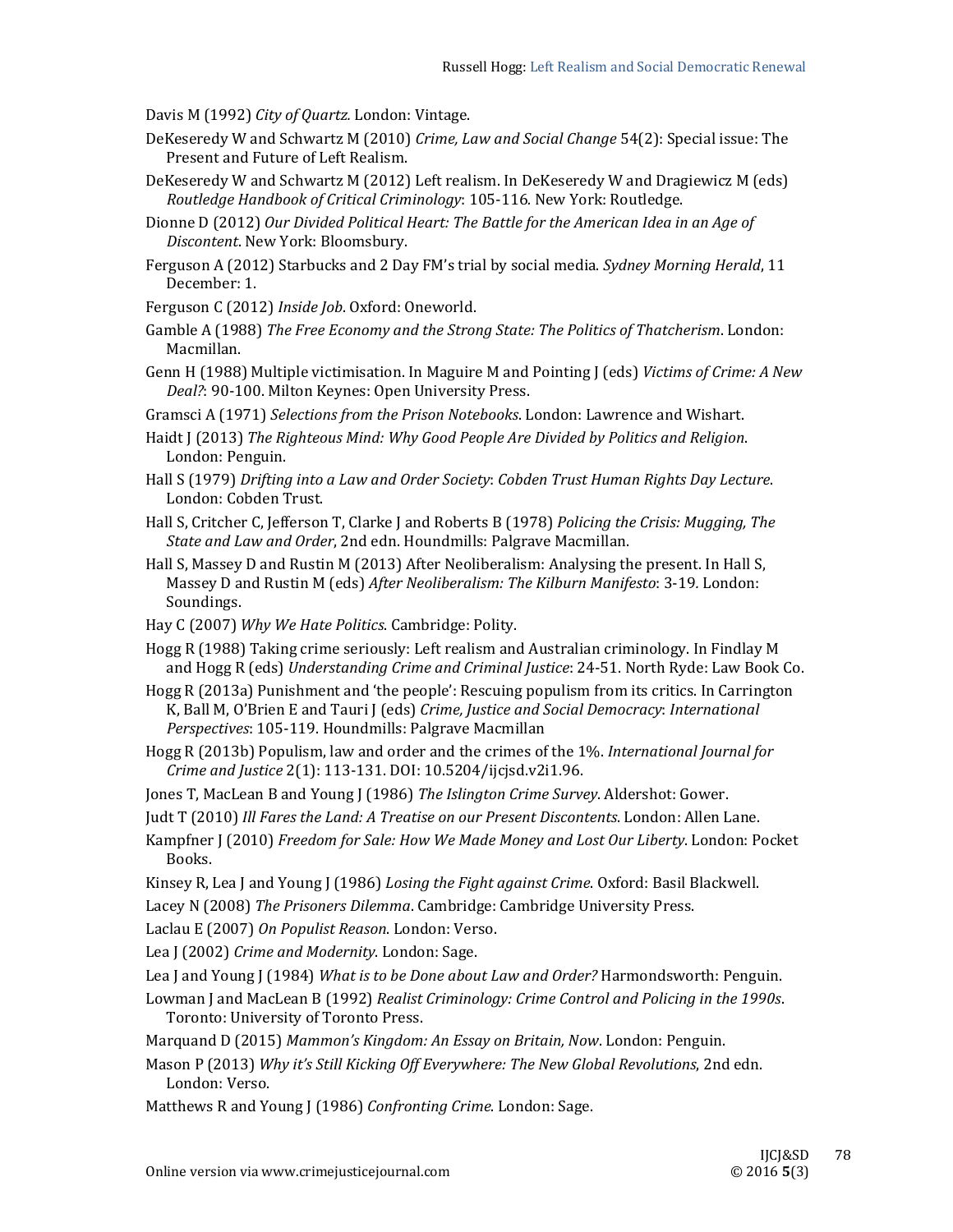Davis M (1992) *City of Quartz.* London: Vintage.

DeKeseredy W and Schwartz M (2010) *Crime, Law and Social Change* 54(2): Special issue: The Present and Future of Left Realism.

DeKeseredy W and Schwartz M (2012) Left realism. In DeKeseredy W and Dragiewicz M (eds) *Routledge Handbook of Critical Criminology*: 105-116. New York: Routledge.

Dionne D (2012) *Our Divided Political Heart: The Battle for the American Idea in an Age of Discontent*. New York: Bloomsbury.

Ferguson A (2012) Starbucks and 2 Day FM's trial by social media. *Sydney Morning Herald*, 11 December: 1.

Ferguson C (2012) *Inside Job*. Oxford: Oneworld.

Gamble A (1988) *The Free Economy and the Strong State: The Politics of Thatcherism*. London: Macmillan.

Genn H (1988) Multiple victimisation. In Maguire M and Pointing J (eds) *Victims of Crime: A New Deal?*: 90-100. Milton Keynes: Open University Press.

Gramsci A (1971) *Selections from the Prison Notebooks*. London: Lawrence and Wishart.

Haidt J (2013) *The Righteous Mind: Why Good People Are Divided by Politics and Religion*. London: Penguin.

Hall S (1979) *Drifting into a Law and Order Society*: *Cobden Trust Human Rights Day Lecture*. London: Cobden Trust.

Hall S, Critcher C, Jefferson T, Clarke J and Roberts B (1978) *Policing the Crisis: Mugging, The State and Law and Order*, 2nd edn. Houndmills: Palgrave Macmillan.

Hall S, Massey D and Rustin M (2013) After Neoliberalism: Analysing the present. In Hall S, Massey D and Rustin M (eds) *After Neoliberalism: The Kilburn Manifesto*: 3-19. London: Soundings.

Hay C (2007) *Why We Hate Politics*. Cambridge: Polity.

Hogg R (1988) Taking crime seriously: Left realism and Australian criminology. In Findlay M and Hogg R (eds) *Understanding Crime and Criminal Justice*: 24-51. North Ryde: Law Book Co.

Hogg R (2013a) Punishment and 'the people': Rescuing populism from its critics. In Carrington K, Ball M, O'Brien E and Tauri J (eds) *Crime, Justice and Social Democracy*: *International Perspectives*: 105-119. Houndmills: Palgrave Macmillan

Hogg R (2013b) Populism, law and order and the crimes of the 1%. *International Journal for Crime and Justice* 2(1): 113-131. DOI: 10.5204/ijcjsd.v2i1.96.

Jones T, MacLean B and Young J (1986) *The Islington Crime Survey*. Aldershot: Gower.

Judt T (2010) *Ill Fares the Land: A Treatise on our Present Discontents*. London: Allen Lane.

Kampfner J (2010) *Freedom for Sale: How We Made Money and Lost Our Liberty*. London: Pocket Books.

Kinsey R, Lea J and Young J (1986) *Losing the Fight against Crime*. Oxford: Basil Blackwell.

Lacey N (2008) *The Prisoners Dilemma*. Cambridge: Cambridge University Press.

Laclau E (2007) *On Populist Reason*. London: Verso.

Lea J (2002) *Crime and Modernity*. London: Sage.

Lea J and Young J (1984) *What is to be Done about Law and Order?* Harmondsworth: Penguin.

Lowman J and MacLean B (1992) *Realist Criminology: Crime Control and Policing in the 1990s*. Toronto: University of Toronto Press.

Marquand D (2015) *Mammon's Kingdom: An Essay on Britain, Now*. London: Penguin.

Mason P (2013) *Why it's Still Kicking Off Everywhere: The New Global Revolutions*, 2nd edn. London: Verso.

Matthews R and Young J (1986) *Confronting Crime*. London: Sage.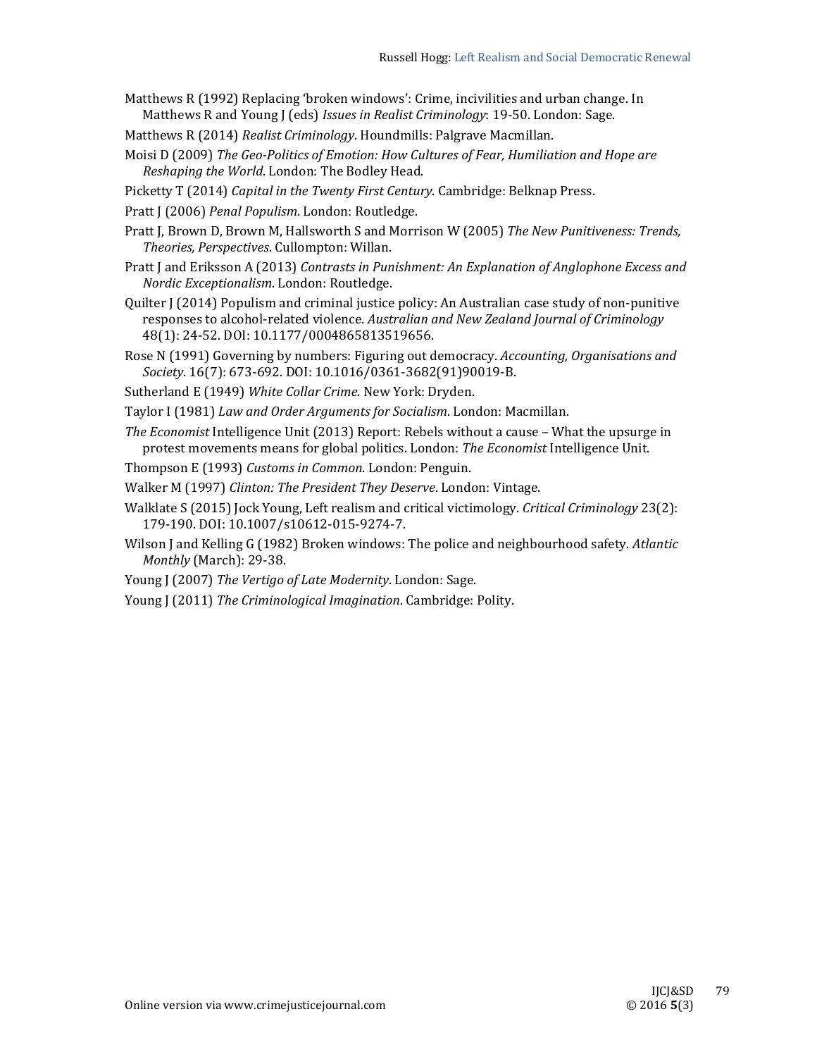Matthews R (1992) Replacing 'broken windows': Crime, incivilities and urban change. In Matthews R and Young J (eds) *Issues in Realist Criminology*: 19-50. London: Sage.

Matthews R (2014) *Realist Criminology*. Houndmills: Palgrave Macmillan.

Moisi D (2009) *The Geo-Politics of Emotion: How Cultures of Fear, Humiliation and Hope are Reshaping the World*. London: The Bodley Head.

Picketty T (2014) *Capital in the Twenty First Century*. Cambridge: Belknap Press.

Pratt J (2006) *Penal Populism*. London: Routledge.

Pratt J, Brown D, Brown M, Hallsworth S and Morrison W (2005) *The New Punitiveness: Trends, Theories, Perspectives*. Cullompton: Willan.

Pratt J and Eriksson A (2013) *Contrasts in Punishment: An Explanation of Anglophone Excess and Nordic Exceptionalism*. London: Routledge.

Quilter J (2014) Populism and criminal justice policy: An Australian case study of non-punitive responses to alcohol-related violence. *Australian and New Zealand Journal of Criminology* 48(1): 24-52. DOI: 10.1177/0004865813519656.

Rose N (1991) Governing by numbers: Figuring out democracy. *Accounting, Organisations and Society*. 16(7): 673-692. DOI: 10.1016/0361-3682(91)90019-B.

Sutherland E (1949) *White Collar Crime*. New York: Dryden.

Taylor I (1981) *Law and Order Arguments for Socialism*. London: Macmillan.

*The Economist* Intelligence Unit (2013) Report: Rebels without a cause – What the upsurge in protest movements means for global politics. London: *The Economist* Intelligence Unit.

Thompson E (1993) *Customs in Common*. London: Penguin.

Walker M (1997) *Clinton: The President They Deserve*. London: Vintage.

Walklate S (2015) Jock Young, Left realism and critical victimology. *Critical Criminology* 23(2): 179-190. DOI: 10.1007/s10612-015-9274-7.

Wilson J and Kelling G (1982) Broken windows: The police and neighbourhood safety. *Atlantic Monthly* (March): 29-38.

Young J (2007) *The Vertigo of Late Modernity*. London: Sage.

Young J (2011) *The Criminological Imagination*. Cambridge: Polity.